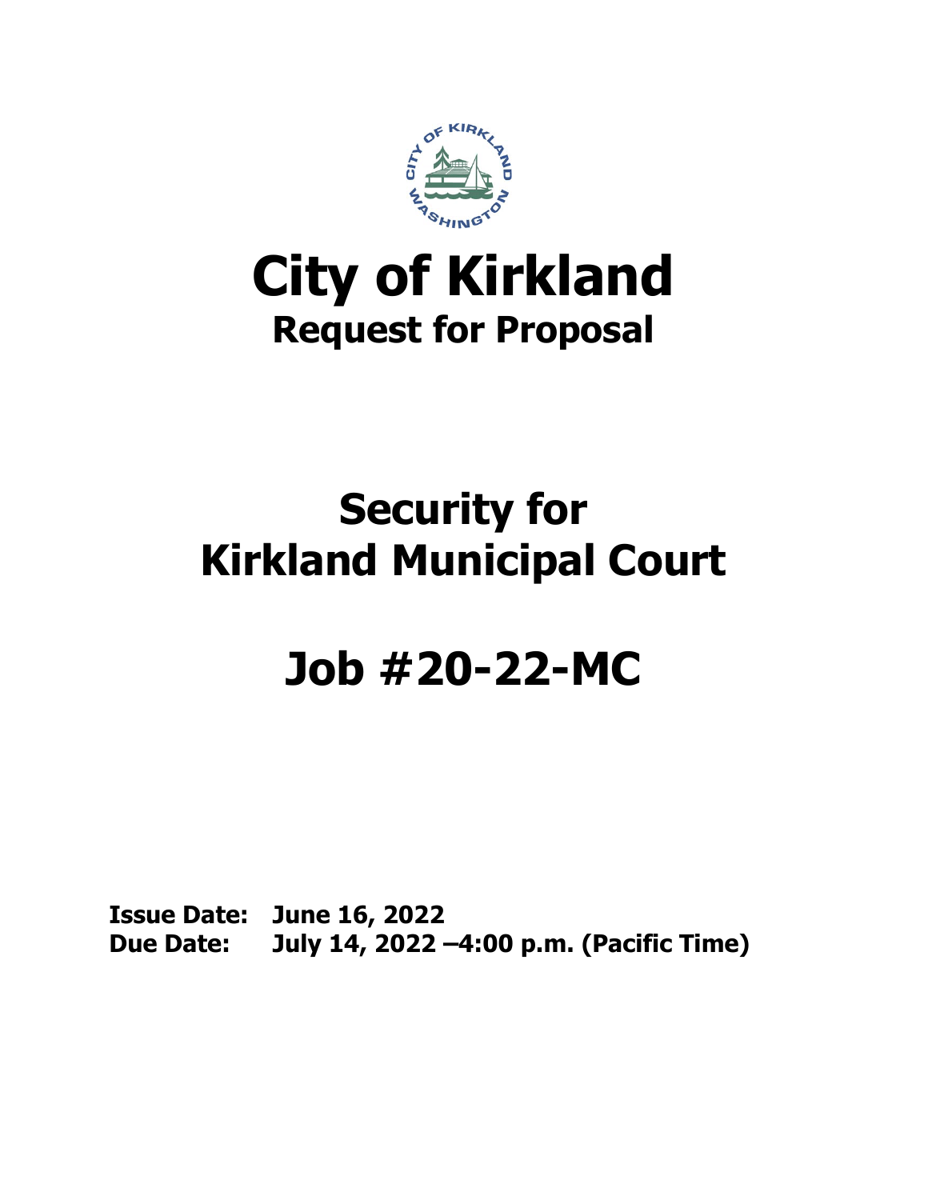# City of Kirkland

## Request for Proposal

# Security for Kirkland Municipal Court

# Job #20-22-MC

**Issue Date: June 16, 2022**
**Due Date: July 14, 2022 –4:00 p.m. (Pacific Time)**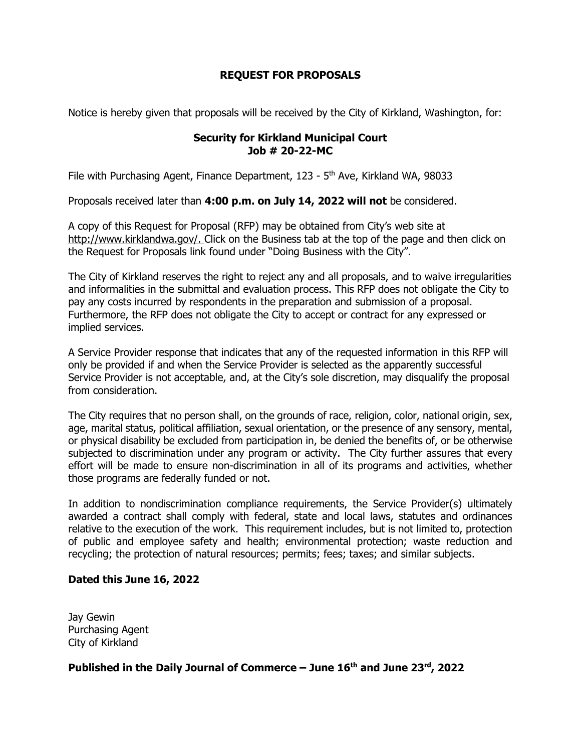# REQUEST FOR PROPOSALS

Notice is hereby given that proposals will be received by the City of Kirkland, Washington, for:

**Security for Kirkland Municipal Court**
**Job # 20-22-MC**

File with Purchasing Agent, Finance Department, 123 - 5th Ave, Kirkland WA, 98033

Proposals received later than **4:00 p.m. on July 14, 2022 will not** be considered.

A copy of this Request for Proposal (RFP) may be obtained from City's web site at http://www.kirklandwa.gov/. Click on the Business tab at the top of the page and then click on the Request for Proposals link found under "Doing Business with the City".

The City of Kirkland reserves the right to reject any and all proposals, and to waive irregularities and informalities in the submittal and evaluation process. This RFP does not obligate the City to pay any costs incurred by respondents in the preparation and submission of a proposal. Furthermore, the RFP does not obligate the City to accept or contract for any expressed or implied services.

A Service Provider response that indicates that any of the requested information in this RFP will only be provided if and when the Service Provider is selected as the apparently successful Service Provider is not acceptable, and, at the City's sole discretion, may disqualify the proposal from consideration.

The City requires that no person shall, on the grounds of race, religion, color, national origin, sex, age, marital status, political affiliation, sexual orientation, or the presence of any sensory, mental, or physical disability be excluded from participation in, be denied the benefits of, or be otherwise subjected to discrimination under any program or activity. The City further assures that every effort will be made to ensure non-discrimination in all of its programs and activities, whether those programs are federally funded or not.

In addition to nondiscrimination compliance requirements, the Service Provider(s) ultimately awarded a contract shall comply with federal, state and local laws, statutes and ordinances relative to the execution of the work. This requirement includes, but is not limited to, protection of public and employee safety and health; environmental protection; waste reduction and recycling; the protection of natural resources; permits; fees; taxes; and similar subjects.

**Dated this June 16, 2022**

Jay Gewin
Purchasing Agent
City of Kirkland

**Published in the Daily Journal of Commerce – June 16th and June 23rd, 2022**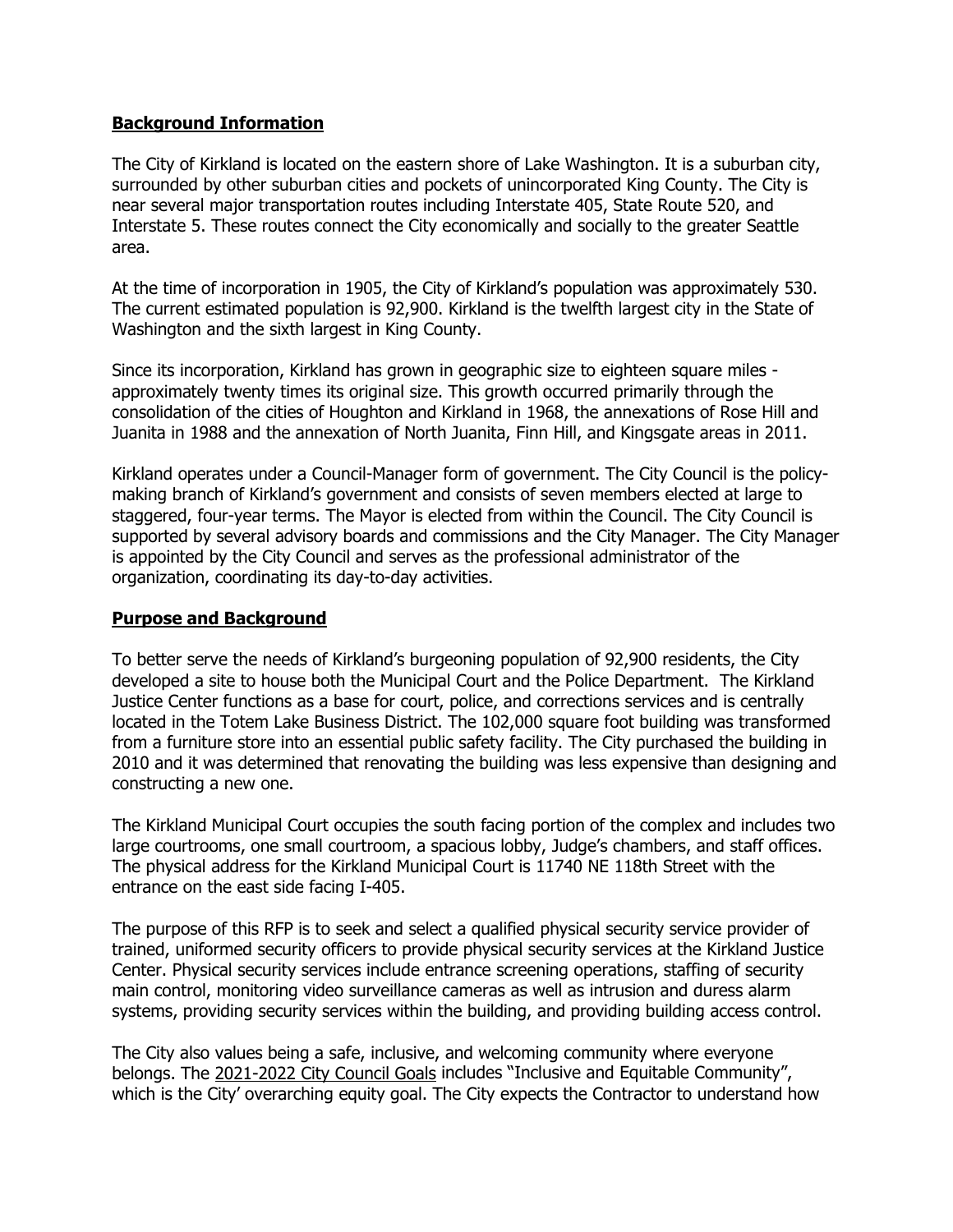## Background Information

The City of Kirkland is located on the eastern shore of Lake Washington. It is a suburban city, surrounded by other suburban cities and pockets of unincorporated King County. The City is near several major transportation routes including Interstate 405, State Route 520, and Interstate 5. These routes connect the City economically and socially to the greater Seattle area.

At the time of incorporation in 1905, the City of Kirkland's population was approximately 530. The current estimated population is 92,900. Kirkland is the twelfth largest city in the State of Washington and the sixth largest in King County.

Since its incorporation, Kirkland has grown in geographic size to eighteen square miles - approximately twenty times its original size. This growth occurred primarily through the consolidation of the cities of Houghton and Kirkland in 1968, the annexations of Rose Hill and Juanita in 1988 and the annexation of North Juanita, Finn Hill, and Kingsgate areas in 2011.

Kirkland operates under a Council-Manager form of government. The City Council is the policy-making branch of Kirkland's government and consists of seven members elected at large to staggered, four-year terms. The Mayor is elected from within the Council. The City Council is supported by several advisory boards and commissions and the City Manager. The City Manager is appointed by the City Council and serves as the professional administrator of the organization, coordinating its day-to-day activities.

## Purpose and Background

To better serve the needs of Kirkland's burgeoning population of 92,900 residents, the City developed a site to house both the Municipal Court and the Police Department. The Kirkland Justice Center functions as a base for court, police, and corrections services and is centrally located in the Totem Lake Business District. The 102,000 square foot building was transformed from a furniture store into an essential public safety facility. The City purchased the building in 2010 and it was determined that renovating the building was less expensive than designing and constructing a new one.

The Kirkland Municipal Court occupies the south facing portion of the complex and includes two large courtrooms, one small courtroom, a spacious lobby, Judge's chambers, and staff offices. The physical address for the Kirkland Municipal Court is 11740 NE 118th Street with the entrance on the east side facing I-405.

The purpose of this RFP is to seek and select a qualified physical security service provider of trained, uniformed security officers to provide physical security services at the Kirkland Justice Center. Physical security services include entrance screening operations, staffing of security main control, monitoring video surveillance cameras as well as intrusion and duress alarm systems, providing security services within the building, and providing building access control.

The City also values being a safe, inclusive, and welcoming community where everyone belongs. The 2021-2022 City Council Goals includes "Inclusive and Equitable Community", which is the City' overarching equity goal. The City expects the Contractor to understand how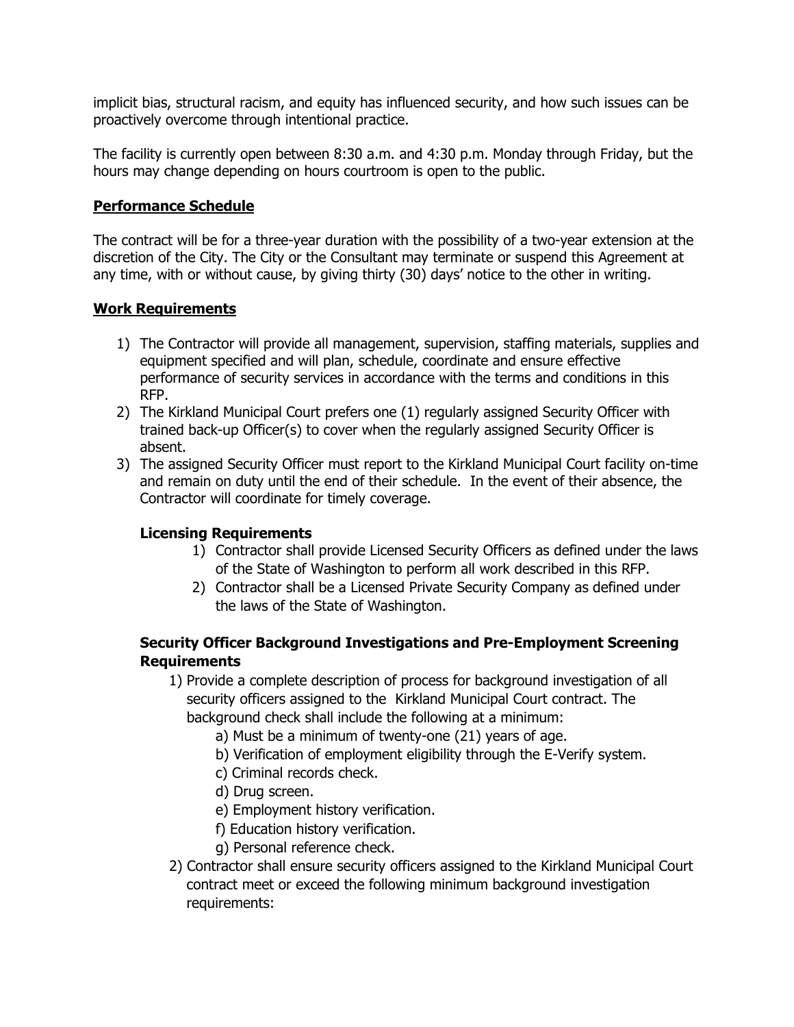implicit bias, structural racism, and equity has influenced security, and how such issues can be proactively overcome through intentional practice.

The facility is currently open between 8:30 a.m. and 4:30 p.m. Monday through Friday, but the hours may change depending on hours courtroom is open to the public.

## Performance Schedule

The contract will be for a three-year duration with the possibility of a two-year extension at the discretion of the City. The City or the Consultant may terminate or suspend this Agreement at any time, with or without cause, by giving thirty (30) days' notice to the other in writing.

## Work Requirements

1) The Contractor will provide all management, supervision, staffing materials, supplies and equipment specified and will plan, schedule, coordinate and ensure effective performance of security services in accordance with the terms and conditions in this RFP.
2) The Kirkland Municipal Court prefers one (1) regularly assigned Security Officer with trained back-up Officer(s) to cover when the regularly assigned Security Officer is absent.
3) The assigned Security Officer must report to the Kirkland Municipal Court facility on-time and remain on duty until the end of their schedule. In the event of their absence, the Contractor will coordinate for timely coverage.

### Licensing Requirements

1) Contractor shall provide Licensed Security Officers as defined under the laws of the State of Washington to perform all work described in this RFP.
2) Contractor shall be a Licensed Private Security Company as defined under the laws of the State of Washington.

### Security Officer Background Investigations and Pre-Employment Screening Requirements

1) Provide a complete description of process for background investigation of all security officers assigned to the Kirkland Municipal Court contract. The background check shall include the following at a minimum:
   a) Must be a minimum of twenty-one (21) years of age.
   b) Verification of employment eligibility through the E-Verify system.
   c) Criminal records check.
   d) Drug screen.
   e) Employment history verification.
   f) Education history verification.
   g) Personal reference check.
2) Contractor shall ensure security officers assigned to the Kirkland Municipal Court contract meet or exceed the following minimum background investigation requirements: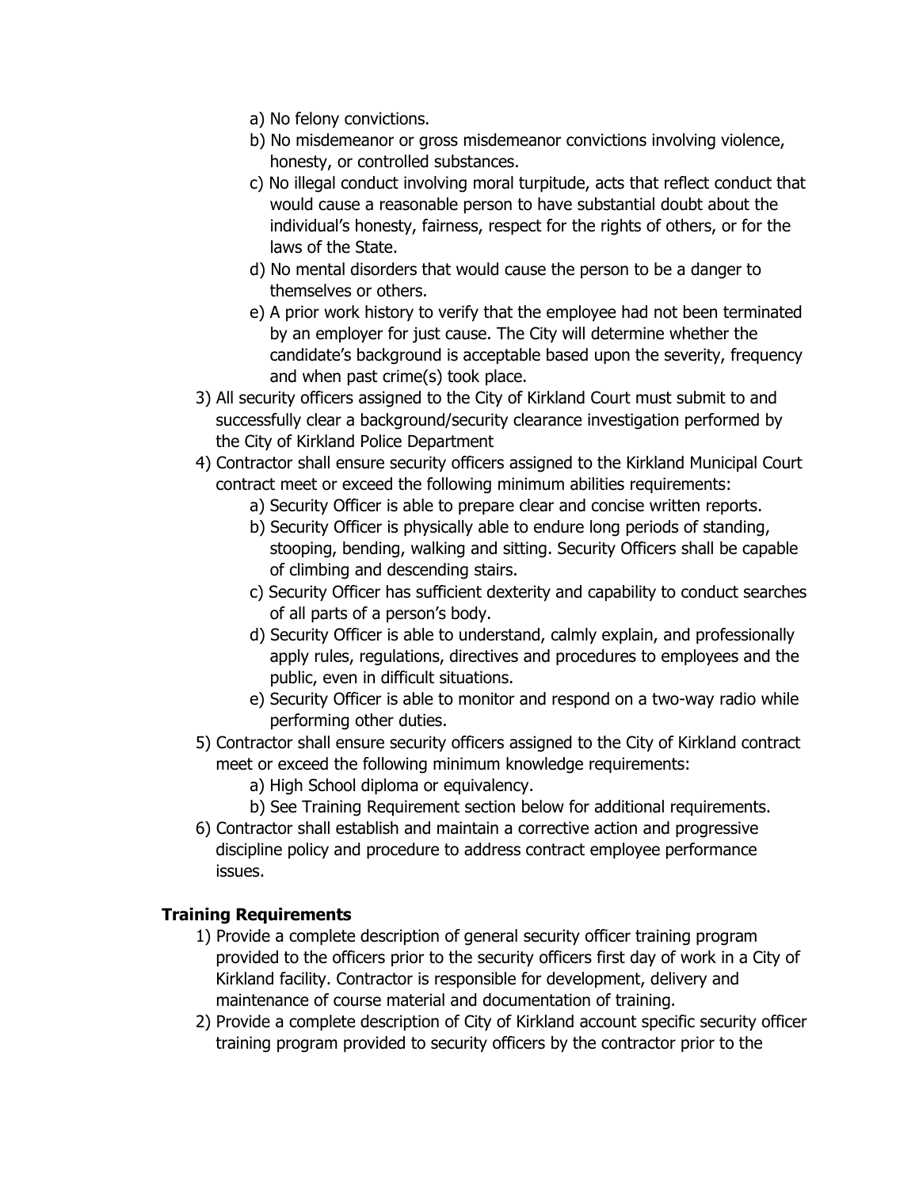a) No felony convictions.
   b) No misdemeanor or gross misdemeanor convictions involving violence, honesty, or controlled substances.
   c) No illegal conduct involving moral turpitude, acts that reflect conduct that would cause a reasonable person to have substantial doubt about the individual's honesty, fairness, respect for the rights of others, or for the laws of the State.
   d) No mental disorders that would cause the person to be a danger to themselves or others.
   e) A prior work history to verify that the employee had not been terminated by an employer for just cause. The City will determine whether the candidate's background is acceptable based upon the severity, frequency and when past crime(s) took place.

3) All security officers assigned to the City of Kirkland Court must submit to and successfully clear a background/security clearance investigation performed by the City of Kirkland Police Department
4) Contractor shall ensure security officers assigned to the Kirkland Municipal Court contract meet or exceed the following minimum abilities requirements:
   a) Security Officer is able to prepare clear and concise written reports.
   b) Security Officer is physically able to endure long periods of standing, stooping, bending, walking and sitting. Security Officers shall be capable of climbing and descending stairs.
   c) Security Officer has sufficient dexterity and capability to conduct searches of all parts of a person's body.
   d) Security Officer is able to understand, calmly explain, and professionally apply rules, regulations, directives and procedures to employees and the public, even in difficult situations.
   e) Security Officer is able to monitor and respond on a two-way radio while performing other duties.
5) Contractor shall ensure security officers assigned to the City of Kirkland contract meet or exceed the following minimum knowledge requirements:
   a) High School diploma or equivalency.
   b) See Training Requirement section below for additional requirements.
6) Contractor shall establish and maintain a corrective action and progressive discipline policy and procedure to address contract employee performance issues.

**Training Requirements**

1) Provide a complete description of general security officer training program provided to the officers prior to the security officers first day of work in a City of Kirkland facility. Contractor is responsible for development, delivery and maintenance of course material and documentation of training.
2) Provide a complete description of City of Kirkland account specific security officer training program provided to security officers by the contractor prior to the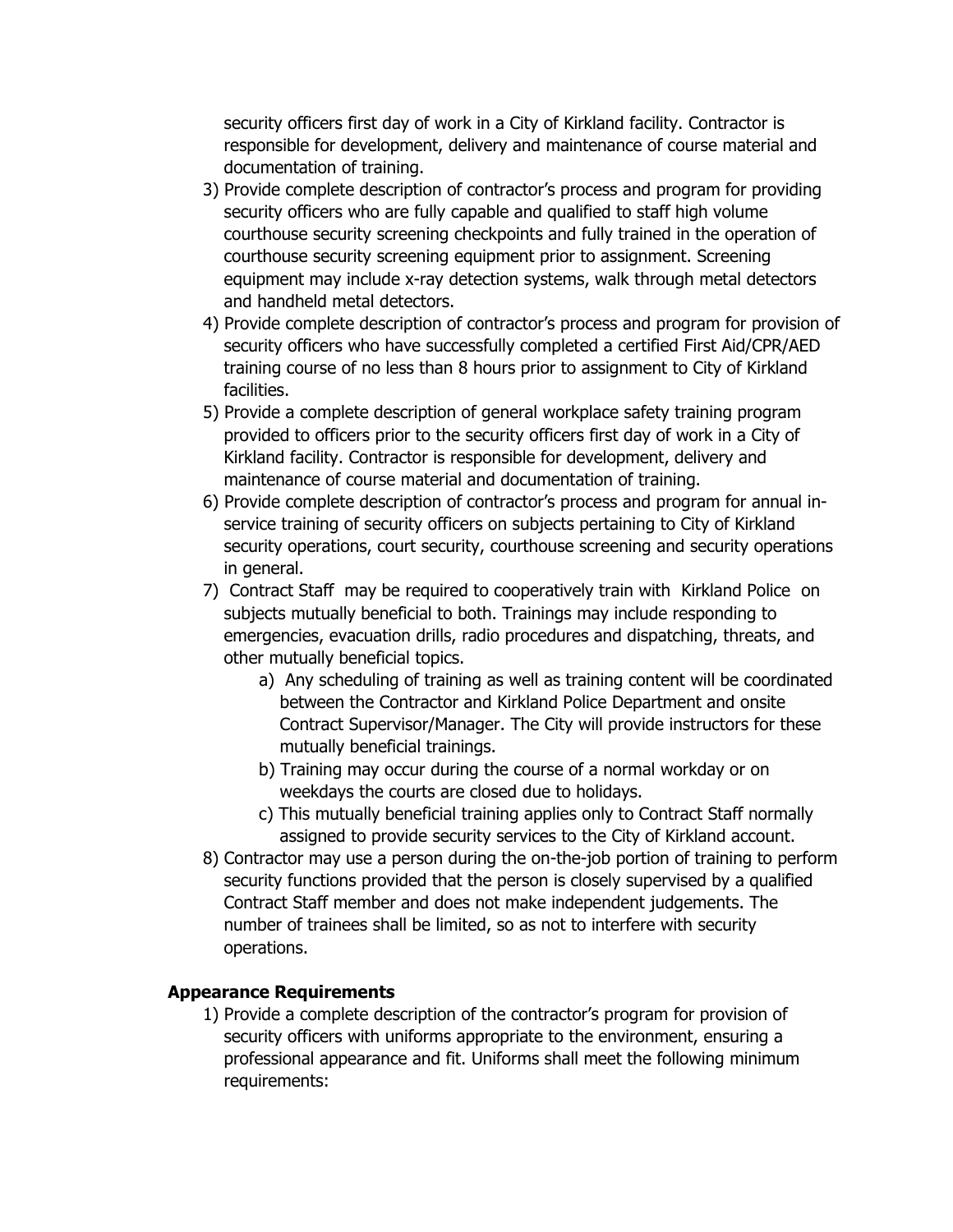security officers first day of work in a City of Kirkland facility. Contractor is responsible for development, delivery and maintenance of course material and documentation of training.

3) Provide complete description of contractor's process and program for providing security officers who are fully capable and qualified to staff high volume courthouse security screening checkpoints and fully trained in the operation of courthouse security screening equipment prior to assignment. Screening equipment may include x-ray detection systems, walk through metal detectors and handheld metal detectors.
4) Provide complete description of contractor's process and program for provision of security officers who have successfully completed a certified First Aid/CPR/AED training course of no less than 8 hours prior to assignment to City of Kirkland facilities.
5) Provide a complete description of general workplace safety training program provided to officers prior to the security officers first day of work in a City of Kirkland facility. Contractor is responsible for development, delivery and maintenance of course material and documentation of training.
6) Provide complete description of contractor's process and program for annual in-service training of security officers on subjects pertaining to City of Kirkland security operations, court security, courthouse screening and security operations in general.
7) Contract Staff may be required to cooperatively train with Kirkland Police on subjects mutually beneficial to both. Trainings may include responding to emergencies, evacuation drills, radio procedures and dispatching, threats, and other mutually beneficial topics.
    a) Any scheduling of training as well as training content will be coordinated between the Contractor and Kirkland Police Department and onsite Contract Supervisor/Manager. The City will provide instructors for these mutually beneficial trainings.
    b) Training may occur during the course of a normal workday or on weekdays the courts are closed due to holidays.
    c) This mutually beneficial training applies only to Contract Staff normally assigned to provide security services to the City of Kirkland account.
8) Contractor may use a person during the on-the-job portion of training to perform security functions provided that the person is closely supervised by a qualified Contract Staff member and does not make independent judgements. The number of trainees shall be limited, so as not to interfere with security operations.

**Appearance Requirements**

1) Provide a complete description of the contractor's program for provision of security officers with uniforms appropriate to the environment, ensuring a professional appearance and fit. Uniforms shall meet the following minimum requirements: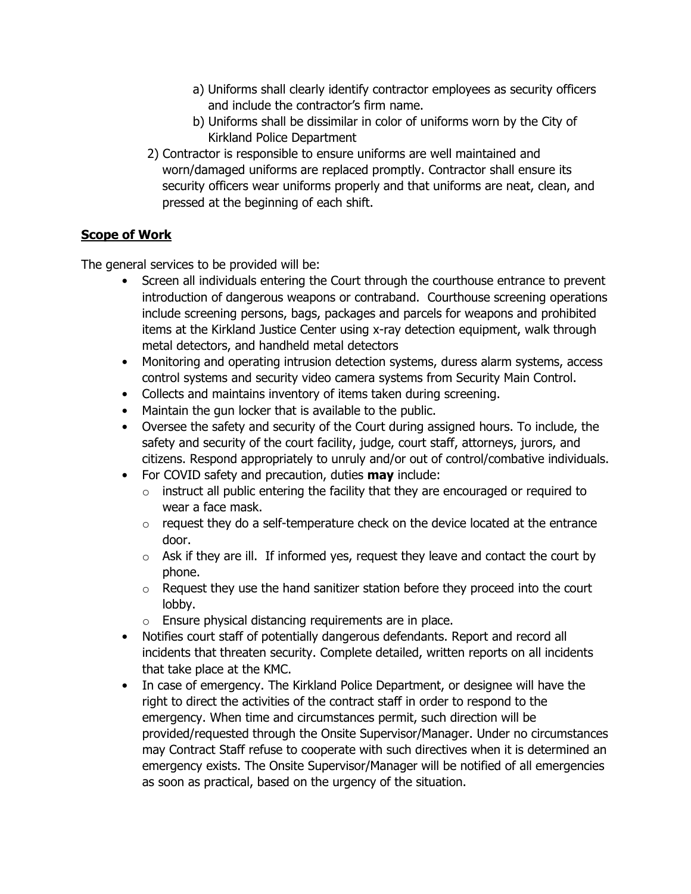a) Uniforms shall clearly identify contractor employees as security officers and include the contractor's firm name.
b) Uniforms shall be dissimilar in color of uniforms worn by the City of Kirkland Police Department

2) Contractor is responsible to ensure uniforms are well maintained and worn/damaged uniforms are replaced promptly. Contractor shall ensure its security officers wear uniforms properly and that uniforms are neat, clean, and pressed at the beginning of each shift.

## Scope of Work

The general services to be provided will be:

- Screen all individuals entering the Court through the courthouse entrance to prevent introduction of dangerous weapons or contraband. Courthouse screening operations include screening persons, bags, packages and parcels for weapons and prohibited items at the Kirkland Justice Center using x-ray detection equipment, walk through metal detectors, and handheld metal detectors
- Monitoring and operating intrusion detection systems, duress alarm systems, access control systems and security video camera systems from Security Main Control.
- Collects and maintains inventory of items taken during screening.
- Maintain the gun locker that is available to the public.
- Oversee the safety and security of the Court during assigned hours. To include, the safety and security of the court facility, judge, court staff, attorneys, jurors, and citizens. Respond appropriately to unruly and/or out of control/combative individuals.
- For COVID safety and precaution, duties **may** include:
  - instruct all public entering the facility that they are encouraged or required to wear a face mask.
  - request they do a self-temperature check on the device located at the entrance door.
  - Ask if they are ill. If informed yes, request they leave and contact the court by phone.
  - Request they use the hand sanitizer station before they proceed into the court lobby.
  - Ensure physical distancing requirements are in place.
- Notifies court staff of potentially dangerous defendants. Report and record all incidents that threaten security. Complete detailed, written reports on all incidents that take place at the KMC.
- In case of emergency. The Kirkland Police Department, or designee will have the right to direct the activities of the contract staff in order to respond to the emergency. When time and circumstances permit, such direction will be provided/requested through the Onsite Supervisor/Manager. Under no circumstances may Contract Staff refuse to cooperate with such directives when it is determined an emergency exists. The Onsite Supervisor/Manager will be notified of all emergencies as soon as practical, based on the urgency of the situation.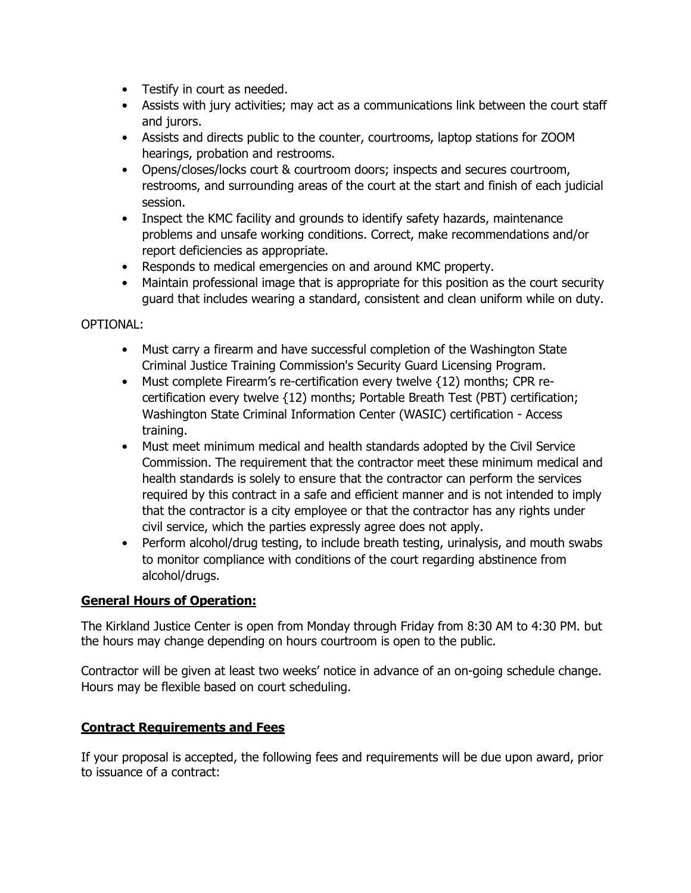- Testify in court as needed.
- Assists with jury activities; may act as a communications link between the court staff and jurors.
- Assists and directs public to the counter, courtrooms, laptop stations for ZOOM hearings, probation and restrooms.
- Opens/closes/locks court & courtroom doors; inspects and secures courtroom, restrooms, and surrounding areas of the court at the start and finish of each judicial session.
- Inspect the KMC facility and grounds to identify safety hazards, maintenance problems and unsafe working conditions. Correct, make recommendations and/or report deficiencies as appropriate.
- Responds to medical emergencies on and around KMC property.
- Maintain professional image that is appropriate for this position as the court security guard that includes wearing a standard, consistent and clean uniform while on duty.

OPTIONAL:

- Must carry a firearm and have successful completion of the Washington State Criminal Justice Training Commission's Security Guard Licensing Program.
- Must complete Firearm's re-certification every twelve {12) months; CPR re-certification every twelve {12) months; Portable Breath Test (PBT) certification; Washington State Criminal Information Center (WASIC) certification - Access training.
- Must meet minimum medical and health standards adopted by the Civil Service Commission. The requirement that the contractor meet these minimum medical and health standards is solely to ensure that the contractor can perform the services required by this contract in a safe and efficient manner and is not intended to imply that the contractor is a city employee or that the contractor has any rights under civil service, which the parties expressly agree does not apply.
- Perform alcohol/drug testing, to include breath testing, urinalysis, and mouth swabs to monitor compliance with conditions of the court regarding abstinence from alcohol/drugs.

**General Hours of Operation:**

The Kirkland Justice Center is open from Monday through Friday from 8:30 AM to 4:30 PM. but the hours may change depending on hours courtroom is open to the public.

Contractor will be given at least two weeks' notice in advance of an on-going schedule change. Hours may be flexible based on court scheduling.

**Contract Requirements and Fees**

If your proposal is accepted, the following fees and requirements will be due upon award, prior to issuance of a contract: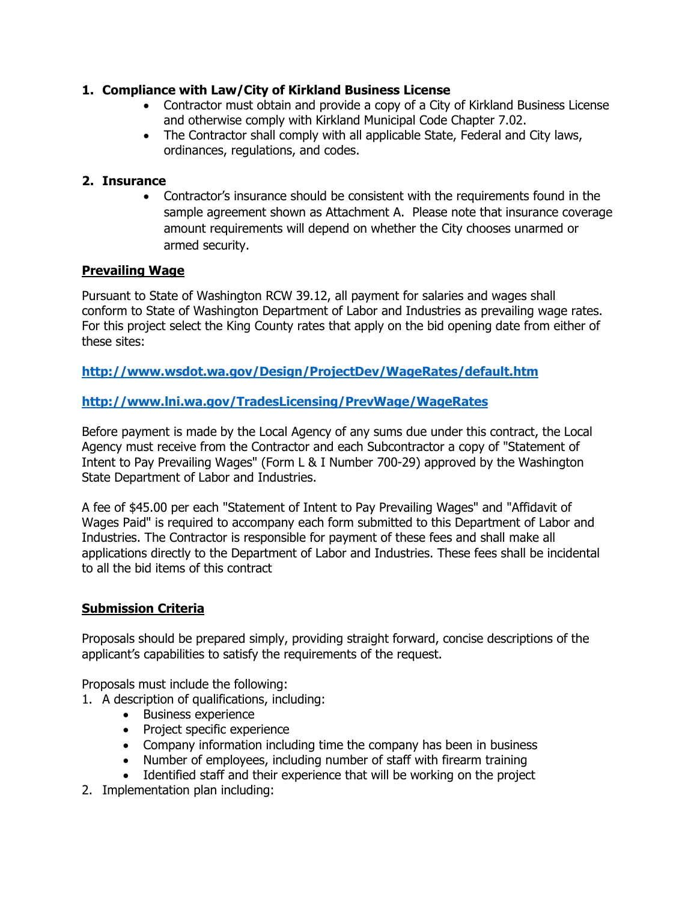1. **Compliance with Law/City of Kirkland Business License**
    - Contractor must obtain and provide a copy of a City of Kirkland Business License and otherwise comply with Kirkland Municipal Code Chapter 7.02.
    - The Contractor shall comply with all applicable State, Federal and City laws, ordinances, regulations, and codes.

2. **Insurance**
    - Contractor's insurance should be consistent with the requirements found in the sample agreement shown as Attachment A. Please note that insurance coverage amount requirements will depend on whether the City chooses unarmed or armed security.

**Prevailing Wage**

Pursuant to State of Washington RCW 39.12, all payment for salaries and wages shall conform to State of Washington Department of Labor and Industries as prevailing wage rates. For this project select the King County rates that apply on the bid opening date from either of these sites:

**http://www.wsdot.wa.gov/Design/ProjectDev/WageRates/default.htm**

**http://www.lni.wa.gov/TradesLicensing/PrevWage/WageRates**

Before payment is made by the Local Agency of any sums due under this contract, the Local Agency must receive from the Contractor and each Subcontractor a copy of "Statement of Intent to Pay Prevailing Wages" (Form L & I Number 700-29) approved by the Washington State Department of Labor and Industries.

A fee of $45.00 per each "Statement of Intent to Pay Prevailing Wages" and "Affidavit of Wages Paid" is required to accompany each form submitted to this Department of Labor and Industries. The Contractor is responsible for payment of these fees and shall make all applications directly to the Department of Labor and Industries. These fees shall be incidental to all the bid items of this contract

**Submission Criteria**

Proposals should be prepared simply, providing straight forward, concise descriptions of the applicant's capabilities to satisfy the requirements of the request.

Proposals must include the following:

1. A description of qualifications, including:
    - Business experience
    - Project specific experience
    - Company information including time the company has been in business
    - Number of employees, including number of staff with firearm training
    - Identified staff and their experience that will be working on the project
2. Implementation plan including: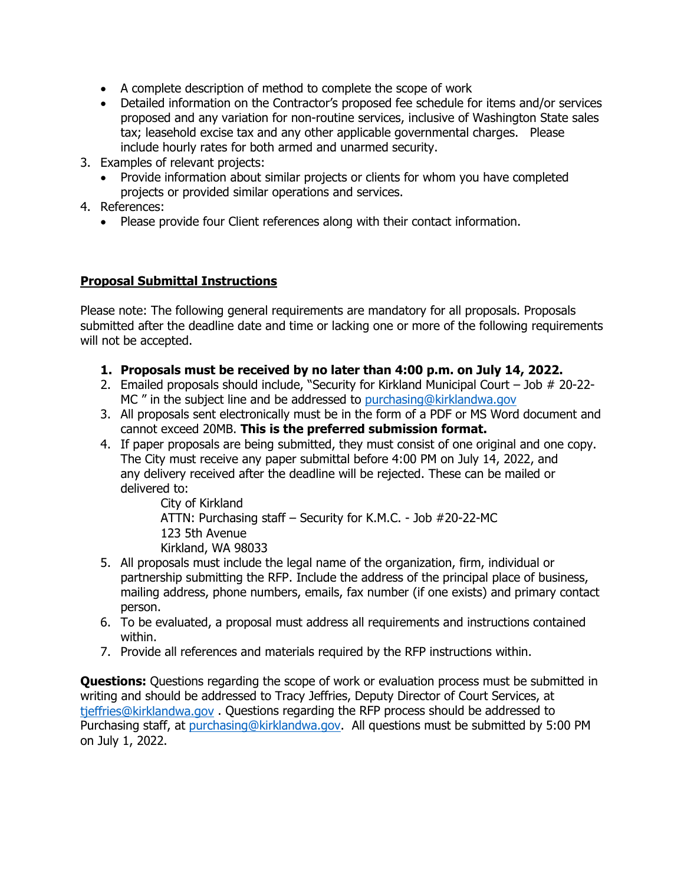- A complete description of method to complete the scope of work
- Detailed information on the Contractor's proposed fee schedule for items and/or services proposed and any variation for non-routine services, inclusive of Washington State sales tax; leasehold excise tax and any other applicable governmental charges. Please include hourly rates for both armed and unarmed security.

3. Examples of relevant projects:
   - Provide information about similar projects or clients for whom you have completed projects or provided similar operations and services.
4. References:
   - Please provide four Client references along with their contact information.

**Proposal Submittal Instructions**

Please note: The following general requirements are mandatory for all proposals. Proposals submitted after the deadline date and time or lacking one or more of the following requirements will not be accepted.

1. **Proposals must be received by no later than 4:00 p.m. on July 14, 2022.**
2. Emailed proposals should include, "Security for Kirkland Municipal Court – Job # 20-22-MC " in the subject line and be addressed to purchasing@kirklandwa.gov
3. All proposals sent electronically must be in the form of a PDF or MS Word document and cannot exceed 20MB. **This is the preferred submission format.**
4. If paper proposals are being submitted, they must consist of one original and one copy. The City must receive any paper submittal before 4:00 PM on July 14, 2022, and any delivery received after the deadline will be rejected. These can be mailed or delivered to:

   City of Kirkland
   ATTN: Purchasing staff – Security for K.M.C. - Job #20-22-MC
   123 5th Avenue
   Kirkland, WA 98033
5. All proposals must include the legal name of the organization, firm, individual or partnership submitting the RFP. Include the address of the principal place of business, mailing address, phone numbers, emails, fax number (if one exists) and primary contact person.
6. To be evaluated, a proposal must address all requirements and instructions contained within.
7. Provide all references and materials required by the RFP instructions within.

**Questions:** Questions regarding the scope of work or evaluation process must be submitted in writing and should be addressed to Tracy Jeffries, Deputy Director of Court Services, at tjeffries@kirklandwa.gov . Questions regarding the RFP process should be addressed to Purchasing staff, at purchasing@kirklandwa.gov. All questions must be submitted by 5:00 PM on July 1, 2022.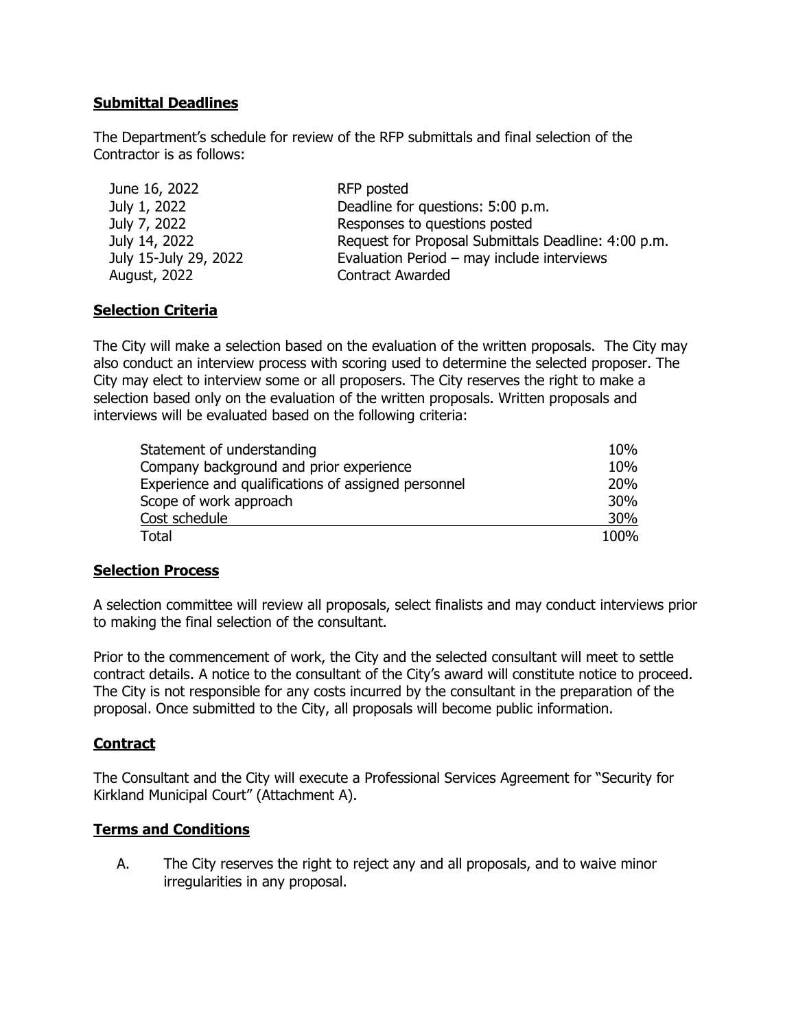## **Submittal Deadlines**

The Department's schedule for review of the RFP submittals and final selection of the Contractor is as follows:

| | |
|---|---|
| June 16, 2022 | RFP posted |
| July 1, 2022 | Deadline for questions: 5:00 p.m. |
| July 7, 2022 | Responses to questions posted |
| July 14, 2022 | Request for Proposal Submittals Deadline: 4:00 p.m. |
| July 15-July 29, 2022 | Evaluation Period – may include interviews |
| August, 2022 | Contract Awarded |

## **Selection Criteria**

The City will make a selection based on the evaluation of the written proposals. The City may also conduct an interview process with scoring used to determine the selected proposer. The City may elect to interview some or all proposers. The City reserves the right to make a selection based only on the evaluation of the written proposals. Written proposals and interviews will be evaluated based on the following criteria:

| | |
|---|---|
| Statement of understanding | 10% |
| Company background and prior experience | 10% |
| Experience and qualifications of assigned personnel | 20% |
| Scope of work approach | 30% |
| Cost schedule | 30% |
| Total | 100% |

## **Selection Process**

A selection committee will review all proposals, select finalists and may conduct interviews prior to making the final selection of the consultant.

Prior to the commencement of work, the City and the selected consultant will meet to settle contract details. A notice to the consultant of the City's award will constitute notice to proceed. The City is not responsible for any costs incurred by the consultant in the preparation of the proposal. Once submitted to the City, all proposals will become public information.

## **Contract**

The Consultant and the City will execute a Professional Services Agreement for "Security for Kirkland Municipal Court" (Attachment A).

## **Terms and Conditions**

A. The City reserves the right to reject any and all proposals, and to waive minor irregularities in any proposal.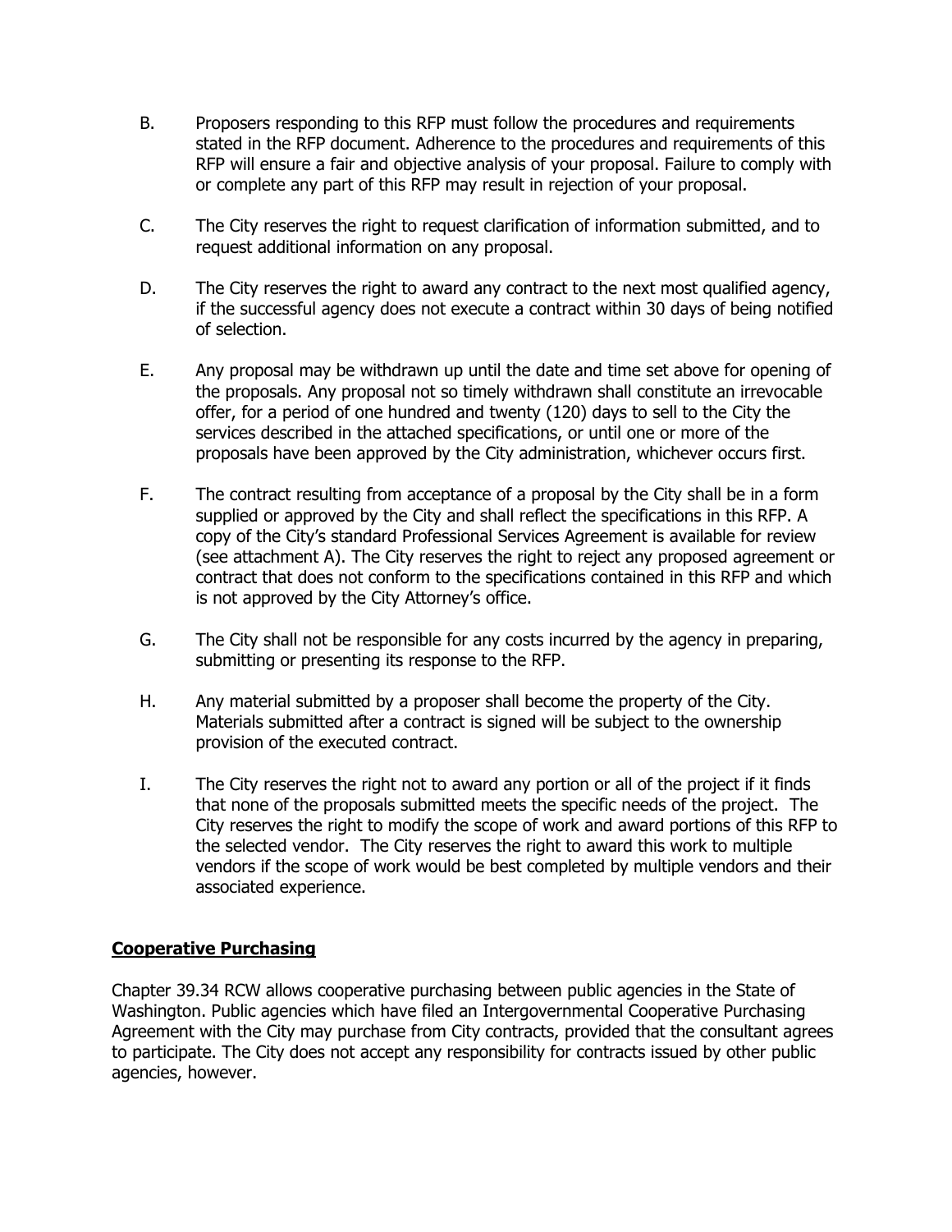B. Proposers responding to this RFP must follow the procedures and requirements stated in the RFP document. Adherence to the procedures and requirements of this RFP will ensure a fair and objective analysis of your proposal. Failure to comply with or complete any part of this RFP may result in rejection of your proposal.

C. The City reserves the right to request clarification of information submitted, and to request additional information on any proposal.

D. The City reserves the right to award any contract to the next most qualified agency, if the successful agency does not execute a contract within 30 days of being notified of selection.

E. Any proposal may be withdrawn up until the date and time set above for opening of the proposals. Any proposal not so timely withdrawn shall constitute an irrevocable offer, for a period of one hundred and twenty (120) days to sell to the City the services described in the attached specifications, or until one or more of the proposals have been approved by the City administration, whichever occurs first.

F. The contract resulting from acceptance of a proposal by the City shall be in a form supplied or approved by the City and shall reflect the specifications in this RFP. A copy of the City's standard Professional Services Agreement is available for review (see attachment A). The City reserves the right to reject any proposed agreement or contract that does not conform to the specifications contained in this RFP and which is not approved by the City Attorney's office.

G. The City shall not be responsible for any costs incurred by the agency in preparing, submitting or presenting its response to the RFP.

H. Any material submitted by a proposer shall become the property of the City. Materials submitted after a contract is signed will be subject to the ownership provision of the executed contract.

I. The City reserves the right not to award any portion or all of the project if it finds that none of the proposals submitted meets the specific needs of the project. The City reserves the right to modify the scope of work and award portions of this RFP to the selected vendor. The City reserves the right to award this work to multiple vendors if the scope of work would be best completed by multiple vendors and their associated experience.

## Cooperative Purchasing

Chapter 39.34 RCW allows cooperative purchasing between public agencies in the State of Washington. Public agencies which have filed an Intergovernmental Cooperative Purchasing Agreement with the City may purchase from City contracts, provided that the consultant agrees to participate. The City does not accept any responsibility for contracts issued by other public agencies, however.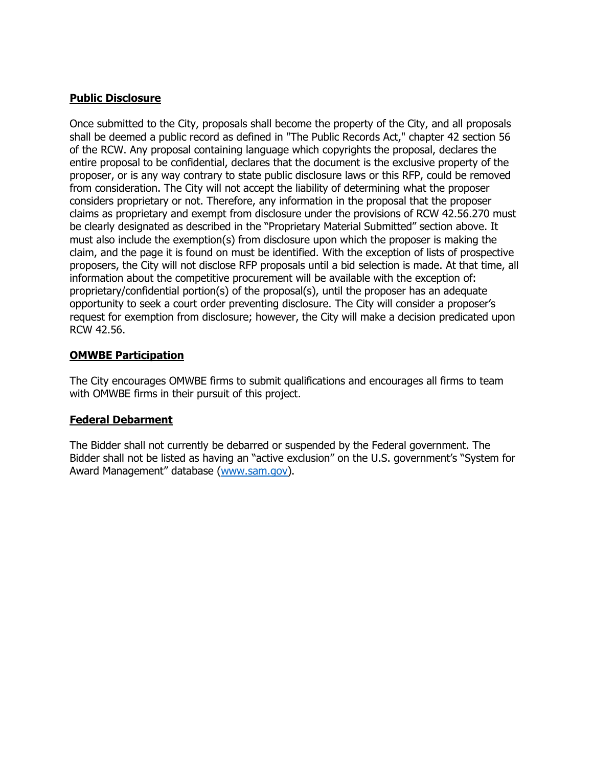## Public Disclosure

Once submitted to the City, proposals shall become the property of the City, and all proposals shall be deemed a public record as defined in "The Public Records Act," chapter 42 section 56 of the RCW. Any proposal containing language which copyrights the proposal, declares the entire proposal to be confidential, declares that the document is the exclusive property of the proposer, or is any way contrary to state public disclosure laws or this RFP, could be removed from consideration. The City will not accept the liability of determining what the proposer considers proprietary or not. Therefore, any information in the proposal that the proposer claims as proprietary and exempt from disclosure under the provisions of RCW 42.56.270 must be clearly designated as described in the "Proprietary Material Submitted" section above. It must also include the exemption(s) from disclosure upon which the proposer is making the claim, and the page it is found on must be identified. With the exception of lists of prospective proposers, the City will not disclose RFP proposals until a bid selection is made. At that time, all information about the competitive procurement will be available with the exception of: proprietary/confidential portion(s) of the proposal(s), until the proposer has an adequate opportunity to seek a court order preventing disclosure. The City will consider a proposer's request for exemption from disclosure; however, the City will make a decision predicated upon RCW 42.56.

## OMWBE Participation

The City encourages OMWBE firms to submit qualifications and encourages all firms to team with OMWBE firms in their pursuit of this project.

## Federal Debarment

The Bidder shall not currently be debarred or suspended by the Federal government. The Bidder shall not be listed as having an "active exclusion" on the U.S. government's "System for Award Management" database (www.sam.gov).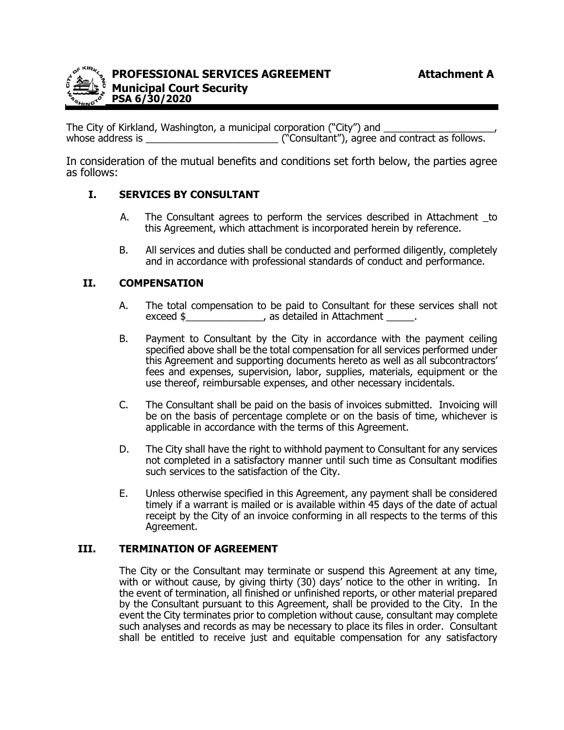# PROFESSIONAL SERVICES AGREEMENT **Attachment A**

## Municipal Court Security

**PSA 6/30/2020**

The City of Kirkland, Washington, a municipal corporation ("City") and ____________________, whose address is ________________________ ("Consultant"), agree and contract as follows.

In consideration of the mutual benefits and conditions set forth below, the parties agree as follows:

### I. SERVICES BY CONSULTANT

A. The Consultant agrees to perform the services described in Attachment _to this Agreement, which attachment is incorporated herein by reference.

B. All services and duties shall be conducted and performed diligently, completely and in accordance with professional standards of conduct and performance.

### II. COMPENSATION

A. The total compensation to be paid to Consultant for these services shall not exceed $______________, as detailed in Attachment _____.

B. Payment to Consultant by the City in accordance with the payment ceiling specified above shall be the total compensation for all services performed under this Agreement and supporting documents hereto as well as all subcontractors' fees and expenses, supervision, labor, supplies, materials, equipment or the use thereof, reimbursable expenses, and other necessary incidentals.

C. The Consultant shall be paid on the basis of invoices submitted. Invoicing will be on the basis of percentage complete or on the basis of time, whichever is applicable in accordance with the terms of this Agreement.

D. The City shall have the right to withhold payment to Consultant for any services not completed in a satisfactory manner until such time as Consultant modifies such services to the satisfaction of the City.

E. Unless otherwise specified in this Agreement, any payment shall be considered timely if a warrant is mailed or is available within 45 days of the date of actual receipt by the City of an invoice conforming in all respects to the terms of this Agreement.

### III. TERMINATION OF AGREEMENT

The City or the Consultant may terminate or suspend this Agreement at any time, with or without cause, by giving thirty (30) days' notice to the other in writing. In the event of termination, all finished or unfinished reports, or other material prepared by the Consultant pursuant to this Agreement, shall be provided to the City. In the event the City terminates prior to completion without cause, consultant may complete such analyses and records as may be necessary to place its files in order. Consultant shall be entitled to receive just and equitable compensation for any satisfactory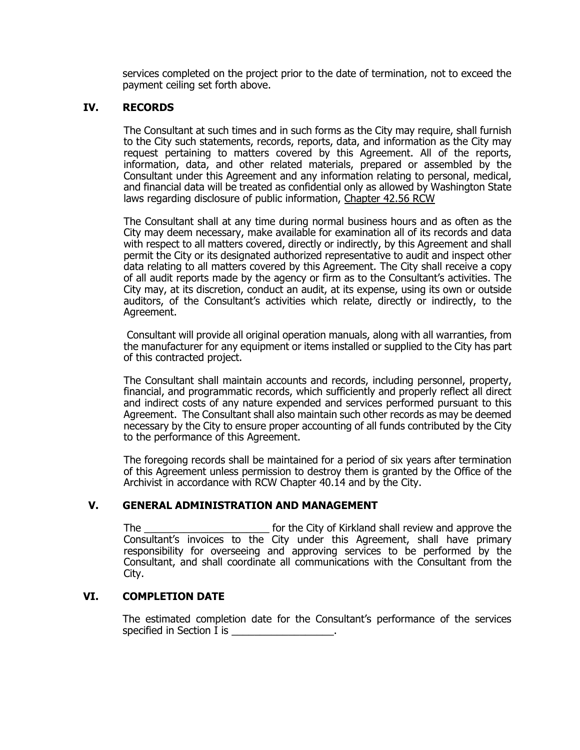services completed on the project prior to the date of termination, not to exceed the payment ceiling set forth above.

## IV. RECORDS

The Consultant at such times and in such forms as the City may require, shall furnish to the City such statements, records, reports, data, and information as the City may request pertaining to matters covered by this Agreement. All of the reports, information, data, and other related materials, prepared or assembled by the Consultant under this Agreement and any information relating to personal, medical, and financial data will be treated as confidential only as allowed by Washington State laws regarding disclosure of public information, Chapter 42.56 RCW

The Consultant shall at any time during normal business hours and as often as the City may deem necessary, make available for examination all of its records and data with respect to all matters covered, directly or indirectly, by this Agreement and shall permit the City or its designated authorized representative to audit and inspect other data relating to all matters covered by this Agreement. The City shall receive a copy of all audit reports made by the agency or firm as to the Consultant's activities. The City may, at its discretion, conduct an audit, at its expense, using its own or outside auditors, of the Consultant's activities which relate, directly or indirectly, to the Agreement.

Consultant will provide all original operation manuals, along with all warranties, from the manufacturer for any equipment or items installed or supplied to the City has part of this contracted project.

The Consultant shall maintain accounts and records, including personnel, property, financial, and programmatic records, which sufficiently and properly reflect all direct and indirect costs of any nature expended and services performed pursuant to this Agreement. The Consultant shall also maintain such other records as may be deemed necessary by the City to ensure proper accounting of all funds contributed by the City to the performance of this Agreement.

The foregoing records shall be maintained for a period of six years after termination of this Agreement unless permission to destroy them is granted by the Office of the Archivist in accordance with RCW Chapter 40.14 and by the City.

## V. GENERAL ADMINISTRATION AND MANAGEMENT

The ______________________ for the City of Kirkland shall review and approve the Consultant's invoices to the City under this Agreement, shall have primary responsibility for overseeing and approving services to be performed by the Consultant, and shall coordinate all communications with the Consultant from the City.

## VI. COMPLETION DATE

The estimated completion date for the Consultant's performance of the services specified in Section I is __________________.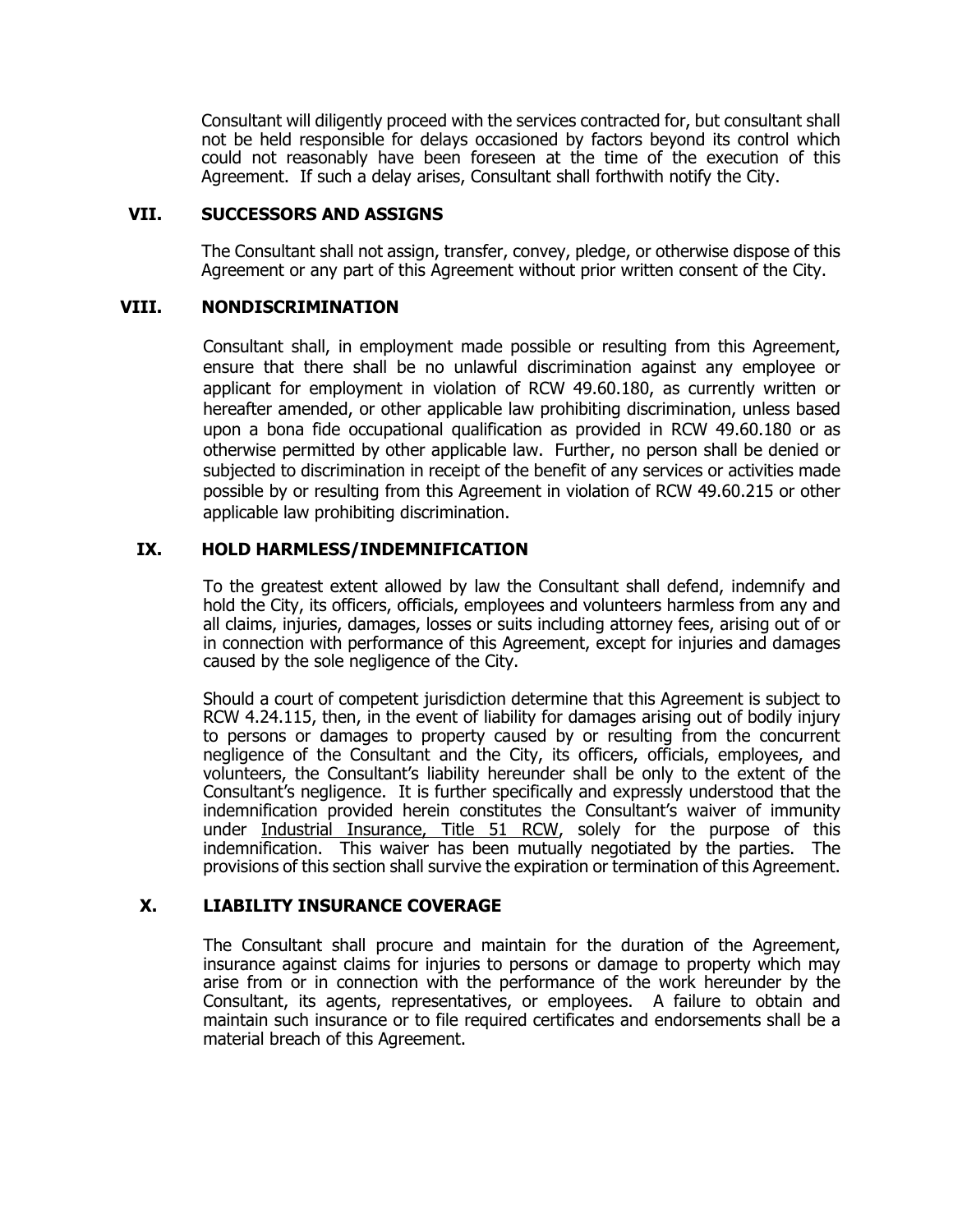Consultant will diligently proceed with the services contracted for, but consultant shall not be held responsible for delays occasioned by factors beyond its control which could not reasonably have been foreseen at the time of the execution of this Agreement. If such a delay arises, Consultant shall forthwith notify the City.

## VII. SUCCESSORS AND ASSIGNS

The Consultant shall not assign, transfer, convey, pledge, or otherwise dispose of this Agreement or any part of this Agreement without prior written consent of the City.

## VIII. NONDISCRIMINATION

Consultant shall, in employment made possible or resulting from this Agreement, ensure that there shall be no unlawful discrimination against any employee or applicant for employment in violation of RCW 49.60.180, as currently written or hereafter amended, or other applicable law prohibiting discrimination, unless based upon a bona fide occupational qualification as provided in RCW 49.60.180 or as otherwise permitted by other applicable law. Further, no person shall be denied or subjected to discrimination in receipt of the benefit of any services or activities made possible by or resulting from this Agreement in violation of RCW 49.60.215 or other applicable law prohibiting discrimination.

## IX. HOLD HARMLESS/INDEMNIFICATION

To the greatest extent allowed by law the Consultant shall defend, indemnify and hold the City, its officers, officials, employees and volunteers harmless from any and all claims, injuries, damages, losses or suits including attorney fees, arising out of or in connection with performance of this Agreement, except for injuries and damages caused by the sole negligence of the City.

Should a court of competent jurisdiction determine that this Agreement is subject to RCW 4.24.115, then, in the event of liability for damages arising out of bodily injury to persons or damages to property caused by or resulting from the concurrent negligence of the Consultant and the City, its officers, officials, employees, and volunteers, the Consultant's liability hereunder shall be only to the extent of the Consultant's negligence. It is further specifically and expressly understood that the indemnification provided herein constitutes the Consultant's waiver of immunity under Industrial Insurance, Title 51 RCW, solely for the purpose of this indemnification. This waiver has been mutually negotiated by the parties. The provisions of this section shall survive the expiration or termination of this Agreement.

## X. LIABILITY INSURANCE COVERAGE

The Consultant shall procure and maintain for the duration of the Agreement, insurance against claims for injuries to persons or damage to property which may arise from or in connection with the performance of the work hereunder by the Consultant, its agents, representatives, or employees. A failure to obtain and maintain such insurance or to file required certificates and endorsements shall be a material breach of this Agreement.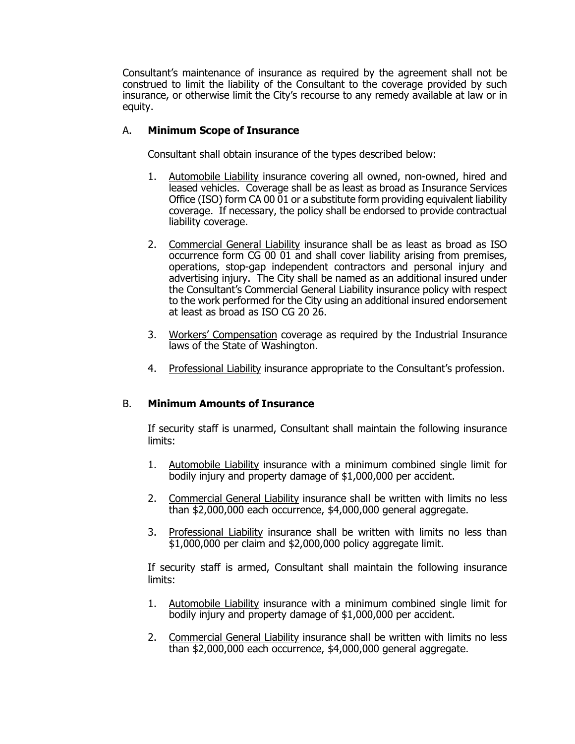Consultant's maintenance of insurance as required by the agreement shall not be construed to limit the liability of the Consultant to the coverage provided by such insurance, or otherwise limit the City's recourse to any remedy available at law or in equity.

A. **Minimum Scope of Insurance**

Consultant shall obtain insurance of the types described below:

1. Automobile Liability insurance covering all owned, non-owned, hired and leased vehicles. Coverage shall be as least as broad as Insurance Services Office (ISO) form CA 00 01 or a substitute form providing equivalent liability coverage. If necessary, the policy shall be endorsed to provide contractual liability coverage.

2. Commercial General Liability insurance shall be as least as broad as ISO occurrence form CG 00 01 and shall cover liability arising from premises, operations, stop-gap independent contractors and personal injury and advertising injury. The City shall be named as an additional insured under the Consultant's Commercial General Liability insurance policy with respect to the work performed for the City using an additional insured endorsement at least as broad as ISO CG 20 26.

3. Workers' Compensation coverage as required by the Industrial Insurance laws of the State of Washington.

4. Professional Liability insurance appropriate to the Consultant's profession.

B. **Minimum Amounts of Insurance**

If security staff is unarmed, Consultant shall maintain the following insurance limits:

1. Automobile Liability insurance with a minimum combined single limit for bodily injury and property damage of $1,000,000 per accident.

2. Commercial General Liability insurance shall be written with limits no less than $2,000,000 each occurrence, $4,000,000 general aggregate.

3. Professional Liability insurance shall be written with limits no less than $1,000,000 per claim and $2,000,000 policy aggregate limit.

If security staff is armed, Consultant shall maintain the following insurance limits:

1. Automobile Liability insurance with a minimum combined single limit for bodily injury and property damage of $1,000,000 per accident.

2. Commercial General Liability insurance shall be written with limits no less than $2,000,000 each occurrence, $4,000,000 general aggregate.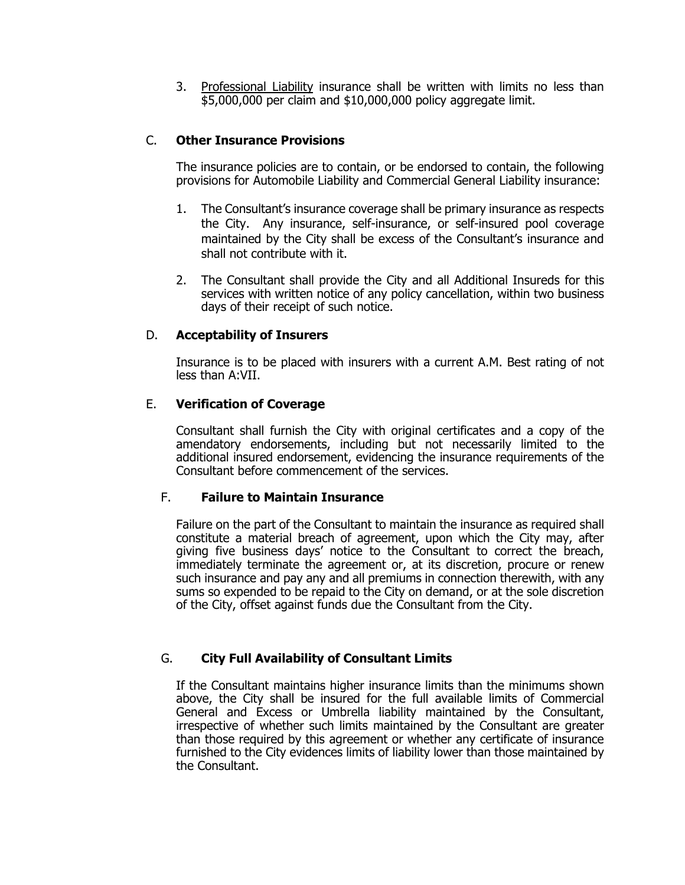3. <u>Professional Liability</u> insurance shall be written with limits no less than $5,000,000 per claim and $10,000,000 policy aggregate limit.

C. **Other Insurance Provisions**

The insurance policies are to contain, or be endorsed to contain, the following provisions for Automobile Liability and Commercial General Liability insurance:

1. The Consultant's insurance coverage shall be primary insurance as respects the City. Any insurance, self-insurance, or self-insured pool coverage maintained by the City shall be excess of the Consultant's insurance and shall not contribute with it.

2. The Consultant shall provide the City and all Additional Insureds for this services with written notice of any policy cancellation, within two business days of their receipt of such notice.

D. **Acceptability of Insurers**

Insurance is to be placed with insurers with a current A.M. Best rating of not less than A:VII.

E. **Verification of Coverage**

Consultant shall furnish the City with original certificates and a copy of the amendatory endorsements, including but not necessarily limited to the additional insured endorsement, evidencing the insurance requirements of the Consultant before commencement of the services.

F. **Failure to Maintain Insurance**

Failure on the part of the Consultant to maintain the insurance as required shall constitute a material breach of agreement, upon which the City may, after giving five business days' notice to the Consultant to correct the breach, immediately terminate the agreement or, at its discretion, procure or renew such insurance and pay any and all premiums in connection therewith, with any sums so expended to be repaid to the City on demand, or at the sole discretion of the City, offset against funds due the Consultant from the City.

G. **City Full Availability of Consultant Limits**

If the Consultant maintains higher insurance limits than the minimums shown above, the City shall be insured for the full available limits of Commercial General and Excess or Umbrella liability maintained by the Consultant, irrespective of whether such limits maintained by the Consultant are greater than those required by this agreement or whether any certificate of insurance furnished to the City evidences limits of liability lower than those maintained by the Consultant.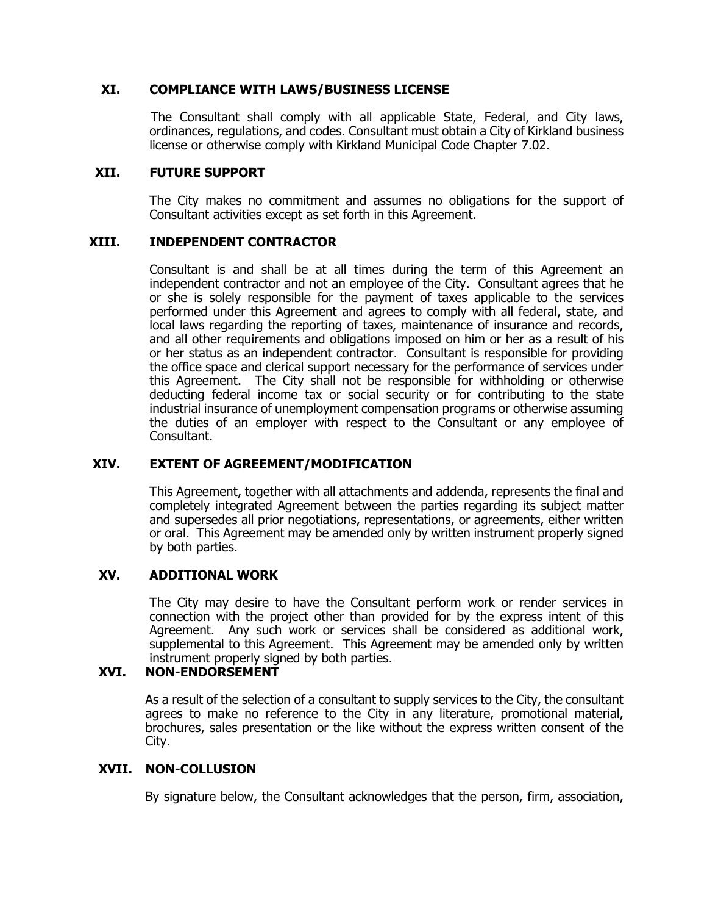## XI. COMPLIANCE WITH LAWS/BUSINESS LICENSE

The Consultant shall comply with all applicable State, Federal, and City laws, ordinances, regulations, and codes. Consultant must obtain a City of Kirkland business license or otherwise comply with Kirkland Municipal Code Chapter 7.02.

## XII. FUTURE SUPPORT

The City makes no commitment and assumes no obligations for the support of Consultant activities except as set forth in this Agreement.

## XIII. INDEPENDENT CONTRACTOR

Consultant is and shall be at all times during the term of this Agreement an independent contractor and not an employee of the City. Consultant agrees that he or she is solely responsible for the payment of taxes applicable to the services performed under this Agreement and agrees to comply with all federal, state, and local laws regarding the reporting of taxes, maintenance of insurance and records, and all other requirements and obligations imposed on him or her as a result of his or her status as an independent contractor. Consultant is responsible for providing the office space and clerical support necessary for the performance of services under this Agreement. The City shall not be responsible for withholding or otherwise deducting federal income tax or social security or for contributing to the state industrial insurance of unemployment compensation programs or otherwise assuming the duties of an employer with respect to the Consultant or any employee of Consultant.

## XIV. EXTENT OF AGREEMENT/MODIFICATION

This Agreement, together with all attachments and addenda, represents the final and completely integrated Agreement between the parties regarding its subject matter and supersedes all prior negotiations, representations, or agreements, either written or oral. This Agreement may be amended only by written instrument properly signed by both parties.

## XV. ADDITIONAL WORK

The City may desire to have the Consultant perform work or render services in connection with the project other than provided for by the express intent of this Agreement. Any such work or services shall be considered as additional work, supplemental to this Agreement. This Agreement may be amended only by written instrument properly signed by both parties.

## XVI. NON-ENDORSEMENT

As a result of the selection of a consultant to supply services to the City, the consultant agrees to make no reference to the City in any literature, promotional material, brochures, sales presentation or the like without the express written consent of the City.

## XVII. NON-COLLUSION

By signature below, the Consultant acknowledges that the person, firm, association,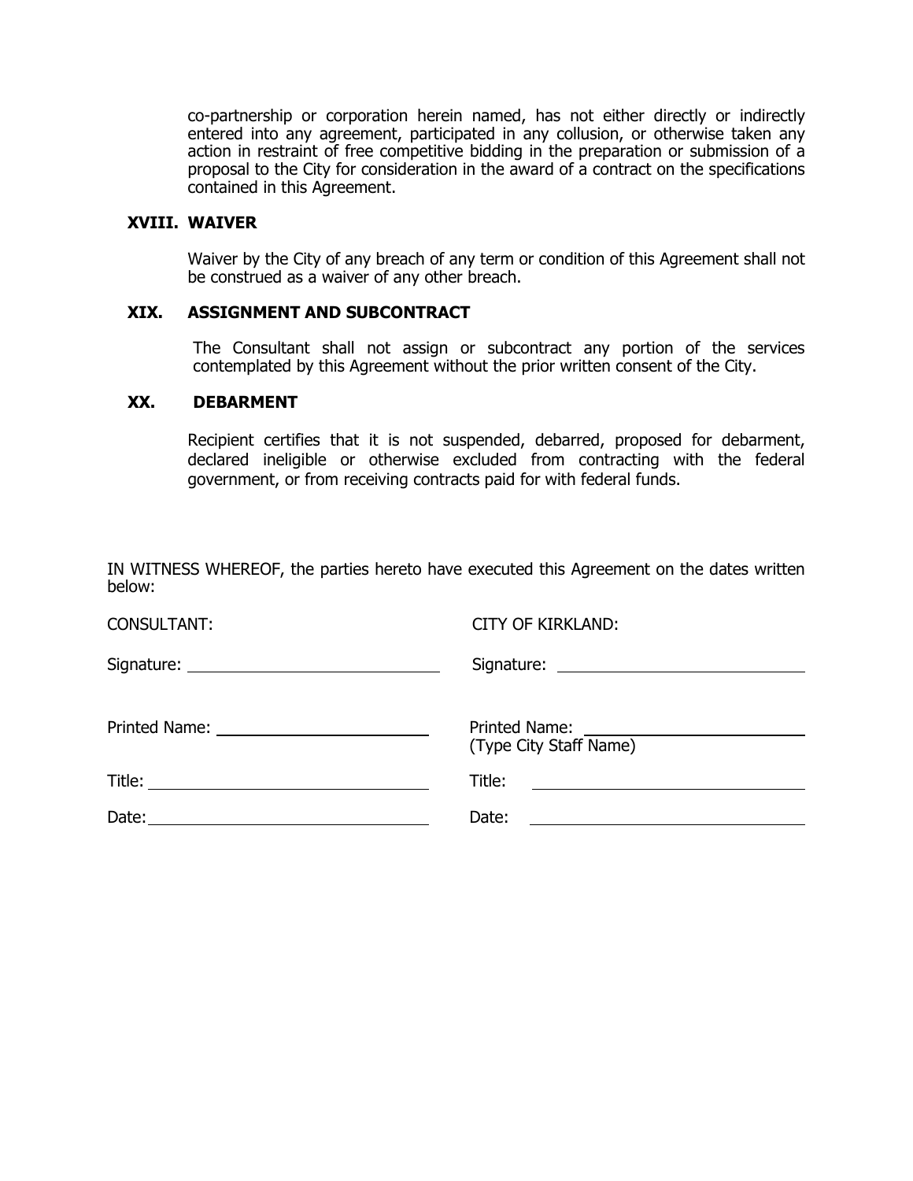co-partnership or corporation herein named, has not either directly or indirectly entered into any agreement, participated in any collusion, or otherwise taken any action in restraint of free competitive bidding in the preparation or submission of a proposal to the City for consideration in the award of a contract on the specifications contained in this Agreement.

### XVIII. WAIVER

Waiver by the City of any breach of any term or condition of this Agreement shall not be construed as a waiver of any other breach.

### XIX. ASSIGNMENT AND SUBCONTRACT

The Consultant shall not assign or subcontract any portion of the services contemplated by this Agreement without the prior written consent of the City.

### XX. DEBARMENT

Recipient certifies that it is not suspended, debarred, proposed for debarment, declared ineligible or otherwise excluded from contracting with the federal government, or from receiving contracts paid for with federal funds.

IN WITNESS WHEREOF, the parties hereto have executed this Agreement on the dates written below:

| | |
|---|---|
| CONSULTANT: | CITY OF KIRKLAND: |
| Signature: ______________________ | Signature: ______________________ |
| Printed Name: ______________________ | Printed Name: ______________________ (Type City Staff Name) |
| Title: ______________________ | Title: ______________________ |
| Date: ______________________ | Date: ______________________ |